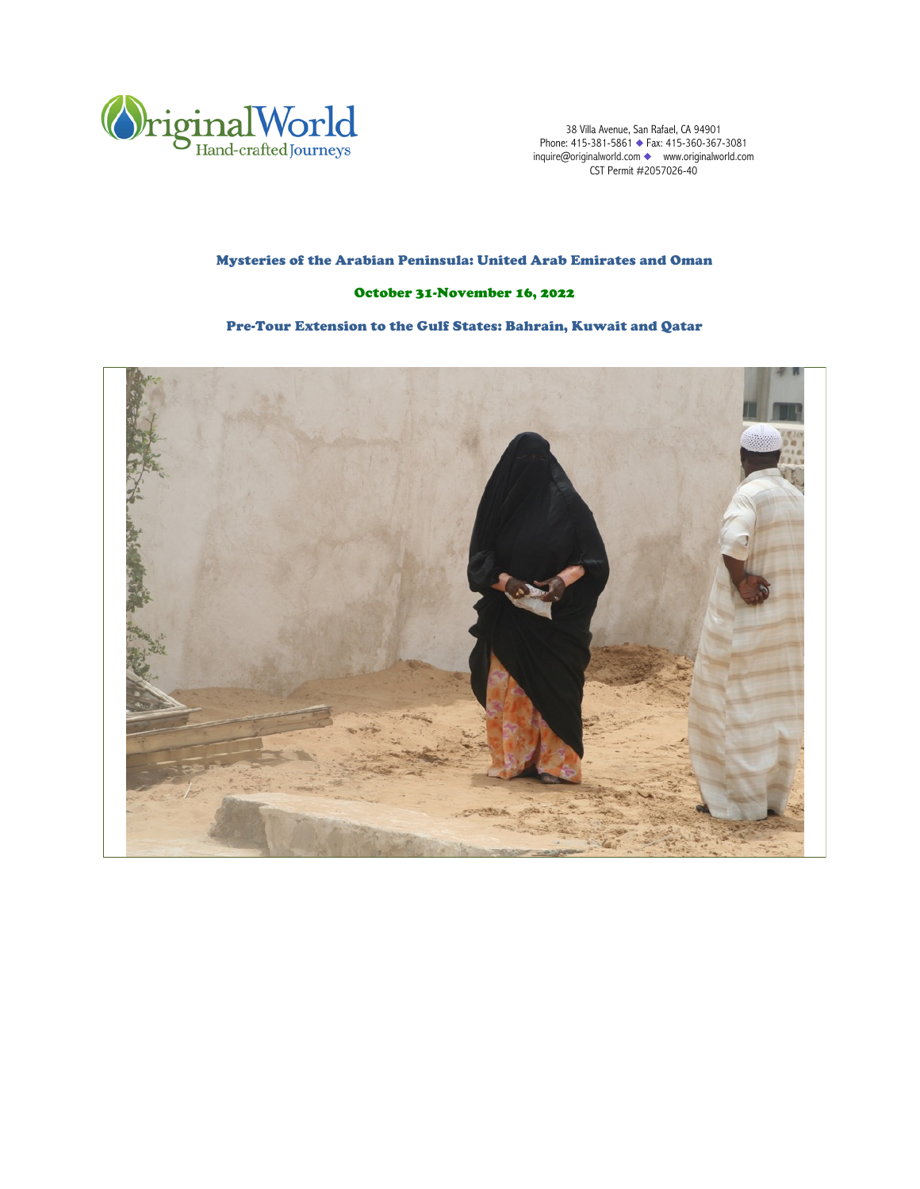OriginalWorld
Hand-crafted Journeys

38 Villa Avenue, San Rafael, CA 94901
Phone: 415-381-5861 ◆ Fax: 415-360-367-3081
inquire@originalworld.com ◆ www.originalworld.com
CST Permit #2057026-40

# Mysteries of the Arabian Peninsula: United Arab Emirates and Oman

## October 31-November 16, 2022

## Pre-Tour Extension to the Gulf States: Bahrain, Kuwait and Qatar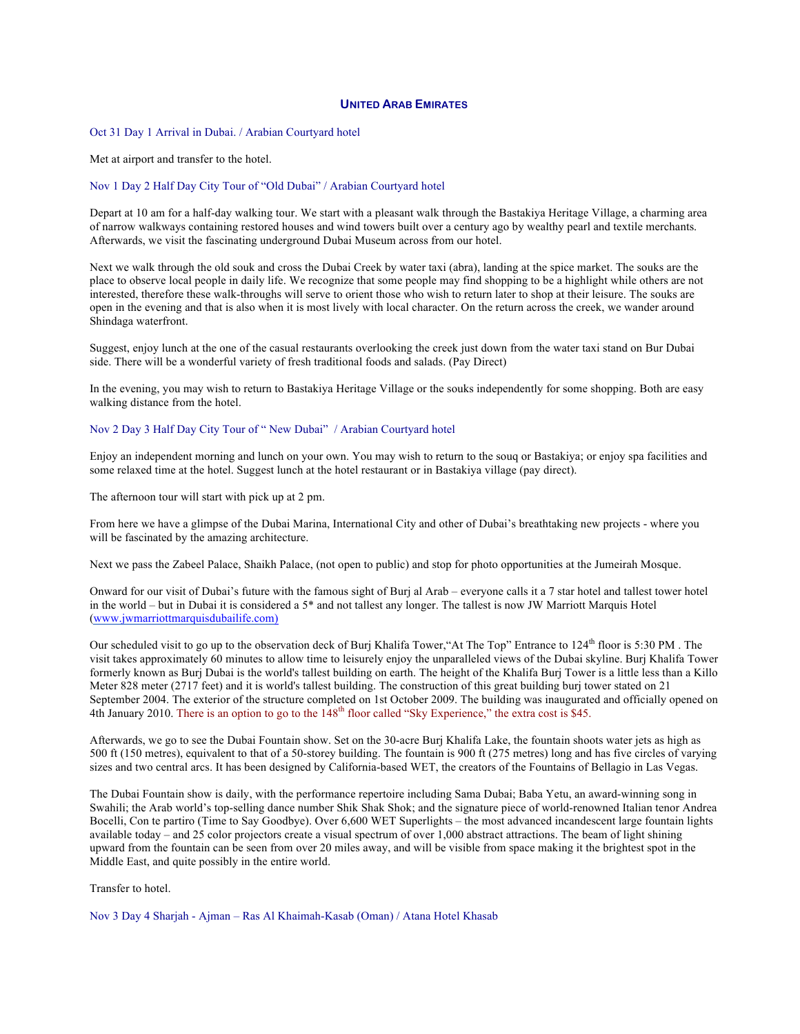## UNITED ARAB EMIRATES

Oct 31 Day 1 Arrival in Dubai. / Arabian Courtyard hotel

Met at airport and transfer to the hotel.

Nov 1 Day 2 Half Day City Tour of "Old Dubai" / Arabian Courtyard hotel

Depart at 10 am for a half-day walking tour. We start with a pleasant walk through the Bastakiya Heritage Village, a charming area of narrow walkways containing restored houses and wind towers built over a century ago by wealthy pearl and textile merchants. Afterwards, we visit the fascinating underground Dubai Museum across from our hotel.

Next we walk through the old souk and cross the Dubai Creek by water taxi (abra), landing at the spice market. The souks are the place to observe local people in daily life. We recognize that some people may find shopping to be a highlight while others are not interested, therefore these walk-throughs will serve to orient those who wish to return later to shop at their leisure. The souks are open in the evening and that is also when it is most lively with local character. On the return across the creek, we wander around Shindaga waterfront.

Suggest, enjoy lunch at the one of the casual restaurants overlooking the creek just down from the water taxi stand on Bur Dubai side. There will be a wonderful variety of fresh traditional foods and salads. (Pay Direct)

In the evening, you may wish to return to Bastakiya Heritage Village or the souks independently for some shopping. Both are easy walking distance from the hotel.

Nov 2 Day 3 Half Day City Tour of " New Dubai" / Arabian Courtyard hotel

Enjoy an independent morning and lunch on your own. You may wish to return to the souq or Bastakiya; or enjoy spa facilities and some relaxed time at the hotel. Suggest lunch at the hotel restaurant or in Bastakiya village (pay direct).

The afternoon tour will start with pick up at 2 pm.

From here we have a glimpse of the Dubai Marina, International City and other of Dubai's breathtaking new projects - where you will be fascinated by the amazing architecture.

Next we pass the Zabeel Palace, Shaikh Palace, (not open to public) and stop for photo opportunities at the Jumeirah Mosque.

Onward for our visit of Dubai's future with the famous sight of Burj al Arab – everyone calls it a 7 star hotel and tallest tower hotel in the world – but in Dubai it is considered a 5* and not tallest any longer. The tallest is now JW Marriott Marquis Hotel (www.jwmarriottmarquisdubailife.com)

Our scheduled visit to go up to the observation deck of Burj Khalifa Tower,"At The Top" Entrance to 124th floor is 5:30 PM . The visit takes approximately 60 minutes to allow time to leisurely enjoy the unparalleled views of the Dubai skyline. Burj Khalifa Tower formerly known as Burj Dubai is the world's tallest building on earth. The height of the Khalifa Burj Tower is a little less than a Killo Meter 828 meter (2717 feet) and it is world's tallest building. The construction of this great building burj tower stated on 21 September 2004. The exterior of the structure completed on 1st October 2009. The building was inaugurated and officially opened on 4th January 2010. There is an option to go to the 148th floor called "Sky Experience," the extra cost is $45.

Afterwards, we go to see the Dubai Fountain show. Set on the 30-acre Burj Khalifa Lake, the fountain shoots water jets as high as 500 ft (150 metres), equivalent to that of a 50-storey building. The fountain is 900 ft (275 metres) long and has five circles of varying sizes and two central arcs. It has been designed by California-based WET, the creators of the Fountains of Bellagio in Las Vegas.

The Dubai Fountain show is daily, with the performance repertoire including Sama Dubai; Baba Yetu, an award-winning song in Swahili; the Arab world's top-selling dance number Shik Shak Shok; and the signature piece of world-renowned Italian tenor Andrea Bocelli, Con te partiro (Time to Say Goodbye). Over 6,600 WET Superlights – the most advanced incandescent large fountain lights available today – and 25 color projectors create a visual spectrum of over 1,000 abstract attractions. The beam of light shining upward from the fountain can be seen from over 20 miles away, and will be visible from space making it the brightest spot in the Middle East, and quite possibly in the entire world.

Transfer to hotel.

Nov 3 Day 4 Sharjah - Ajman – Ras Al Khaimah-Kasab (Oman) / Atana Hotel Khasab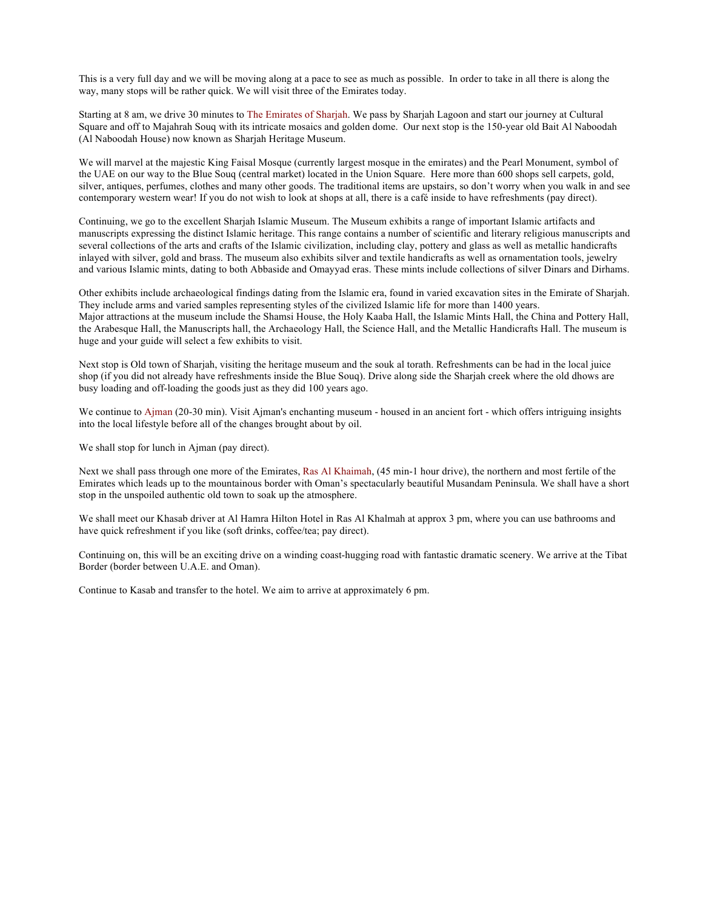This is a very full day and we will be moving along at a pace to see as much as possible. In order to take in all there is along the way, many stops will be rather quick. We will visit three of the Emirates today.

Starting at 8 am, we drive 30 minutes to The Emirates of Sharjah. We pass by Sharjah Lagoon and start our journey at Cultural Square and off to Majahrah Souq with its intricate mosaics and golden dome. Our next stop is the 150-year old Bait Al Naboodah (Al Naboodah House) now known as Sharjah Heritage Museum.

We will marvel at the majestic King Faisal Mosque (currently largest mosque in the emirates) and the Pearl Monument, symbol of the UAE on our way to the Blue Souq (central market) located in the Union Square. Here more than 600 shops sell carpets, gold, silver, antiques, perfumes, clothes and many other goods. The traditional items are upstairs, so don't worry when you walk in and see contemporary western wear! If you do not wish to look at shops at all, there is a café inside to have refreshments (pay direct).

Continuing, we go to the excellent Sharjah Islamic Museum. The Museum exhibits a range of important Islamic artifacts and manuscripts expressing the distinct Islamic heritage. This range contains a number of scientific and literary religious manuscripts and several collections of the arts and crafts of the Islamic civilization, including clay, pottery and glass as well as metallic handicrafts inlayed with silver, gold and brass. The museum also exhibits silver and textile handicrafts as well as ornamentation tools, jewelry and various Islamic mints, dating to both Abbaside and Omayyad eras. These mints include collections of silver Dinars and Dirhams.

Other exhibits include archaeological findings dating from the Islamic era, found in varied excavation sites in the Emirate of Sharjah. They include arms and varied samples representing styles of the civilized Islamic life for more than 1400 years.
Major attractions at the museum include the Shamsi House, the Holy Kaaba Hall, the Islamic Mints Hall, the China and Pottery Hall, the Arabesque Hall, the Manuscripts hall, the Archaeology Hall, the Science Hall, and the Metallic Handicrafts Hall. The museum is huge and your guide will select a few exhibits to visit.

Next stop is Old town of Sharjah, visiting the heritage museum and the souk al torath. Refreshments can be had in the local juice shop (if you did not already have refreshments inside the Blue Souq). Drive along side the Sharjah creek where the old dhows are busy loading and off-loading the goods just as they did 100 years ago.

We continue to Ajman (20-30 min). Visit Ajman's enchanting museum - housed in an ancient fort - which offers intriguing insights into the local lifestyle before all of the changes brought about by oil.

We shall stop for lunch in Ajman (pay direct).

Next we shall pass through one more of the Emirates, Ras Al Khaimah, (45 min-1 hour drive), the northern and most fertile of the Emirates which leads up to the mountainous border with Oman's spectacularly beautiful Musandam Peninsula. We shall have a short stop in the unspoiled authentic old town to soak up the atmosphere.

We shall meet our Khasab driver at Al Hamra Hilton Hotel in Ras Al Khalmah at approx 3 pm, where you can use bathrooms and have quick refreshment if you like (soft drinks, coffee/tea; pay direct).

Continuing on, this will be an exciting drive on a winding coast-hugging road with fantastic dramatic scenery. We arrive at the Tibat Border (border between U.A.E. and Oman).

Continue to Kasab and transfer to the hotel. We aim to arrive at approximately 6 pm.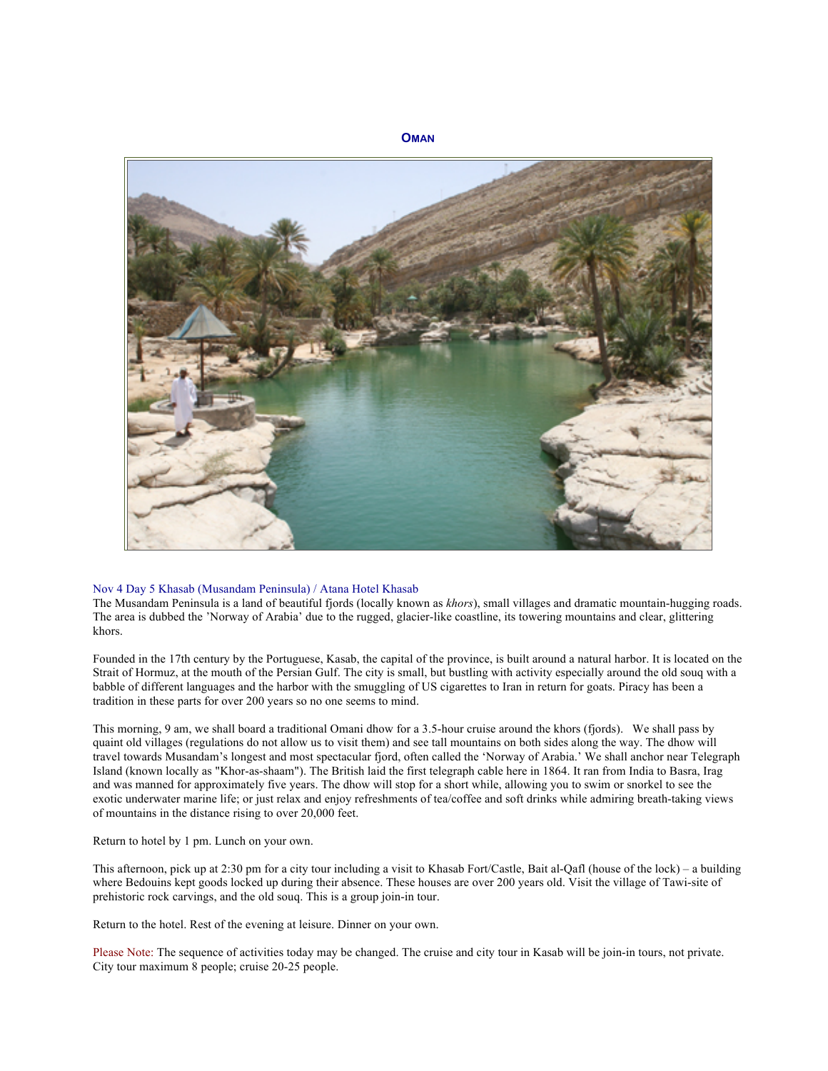**OMAN**

Nov 4 Day 5 Khasab (Musandam Peninsula) / Atana Hotel Khasab

The Musandam Peninsula is a land of beautiful fjords (locally known as *khors*), small villages and dramatic mountain-hugging roads. The area is dubbed the 'Norway of Arabia' due to the rugged, glacier-like coastline, its towering mountains and clear, glittering khors.

Founded in the 17th century by the Portuguese, Kasab, the capital of the province, is built around a natural harbor. It is located on the Strait of Hormuz, at the mouth of the Persian Gulf. The city is small, but bustling with activity especially around the old souq with a babble of different languages and the harbor with the smuggling of US cigarettes to Iran in return for goats. Piracy has been a tradition in these parts for over 200 years so no one seems to mind.

This morning, 9 am, we shall board a traditional Omani dhow for a 3.5-hour cruise around the khors (fjords). We shall pass by quaint old villages (regulations do not allow us to visit them) and see tall mountains on both sides along the way. The dhow will travel towards Musandam's longest and most spectacular fjord, often called the 'Norway of Arabia.' We shall anchor near Telegraph Island (known locally as "Khor-as-shaam"). The British laid the first telegraph cable here in 1864. It ran from India to Basra, Irag and was manned for approximately five years. The dhow will stop for a short while, allowing you to swim or snorkel to see the exotic underwater marine life; or just relax and enjoy refreshments of tea/coffee and soft drinks while admiring breath-taking views of mountains in the distance rising to over 20,000 feet.

Return to hotel by 1 pm. Lunch on your own.

This afternoon, pick up at 2:30 pm for a city tour including a visit to Khasab Fort/Castle, Bait al-Qafl (house of the lock) – a building where Bedouins kept goods locked up during their absence. These houses are over 200 years old. Visit the village of Tawi-site of prehistoric rock carvings, and the old souq. This is a group join-in tour.

Return to the hotel. Rest of the evening at leisure. Dinner on your own.

Please Note: The sequence of activities today may be changed. The cruise and city tour in Kasab will be join-in tours, not private. City tour maximum 8 people; cruise 20-25 people.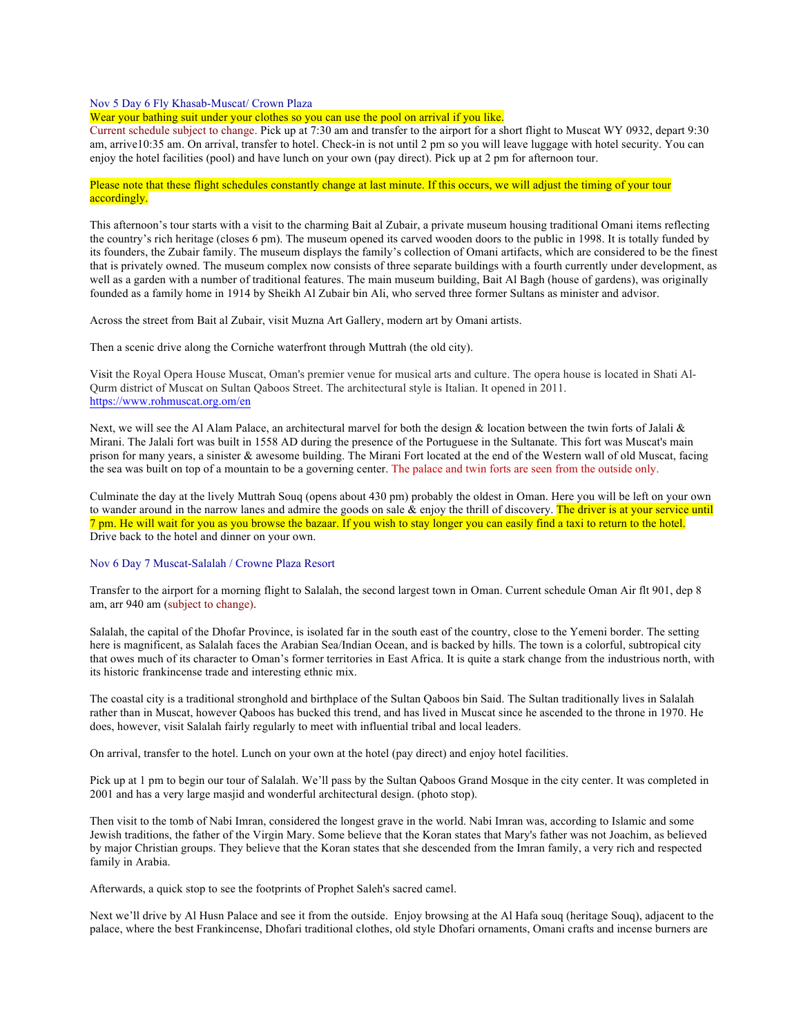### Nov 5 Day 6 Fly Khasab-Muscat/ Crown Plaza

Wear your bathing suit under your clothes so you can use the pool on arrival if you like.

Current schedule subject to change. Pick up at 7:30 am and transfer to the airport for a short flight to Muscat WY 0932, depart 9:30 am, arrive10:35 am. On arrival, transfer to hotel. Check-in is not until 2 pm so you will leave luggage with hotel security. You can enjoy the hotel facilities (pool) and have lunch on your own (pay direct). Pick up at 2 pm for afternoon tour.

Please note that these flight schedules constantly change at last minute. If this occurs, we will adjust the timing of your tour accordingly.

This afternoon's tour starts with a visit to the charming Bait al Zubair, a private museum housing traditional Omani items reflecting the country's rich heritage (closes 6 pm). The museum opened its carved wooden doors to the public in 1998. It is totally funded by its founders, the Zubair family. The museum displays the family's collection of Omani artifacts, which are considered to be the finest that is privately owned. The museum complex now consists of three separate buildings with a fourth currently under development, as well as a garden with a number of traditional features. The main museum building, Bait Al Bagh (house of gardens), was originally founded as a family home in 1914 by Sheikh Al Zubair bin Ali, who served three former Sultans as minister and advisor.

Across the street from Bait al Zubair, visit Muzna Art Gallery, modern art by Omani artists.

Then a scenic drive along the Corniche waterfront through Muttrah (the old city).

Visit the Royal Opera House Muscat, Oman's premier venue for musical arts and culture. The opera house is located in Shati Al-Qurm district of Muscat on Sultan Qaboos Street. The architectural style is Italian. It opened in 2011.
https://www.rohmuscat.org.om/en

Next, we will see the Al Alam Palace, an architectural marvel for both the design & location between the twin forts of Jalali & Mirani. The Jalali fort was built in 1558 AD during the presence of the Portuguese in the Sultanate. This fort was Muscat's main prison for many years, a sinister & awesome building. The Mirani Fort located at the end of the Western wall of old Muscat, facing the sea was built on top of a mountain to be a governing center. The palace and twin forts are seen from the outside only.

Culminate the day at the lively Muttrah Souq (opens about 430 pm) probably the oldest in Oman. Here you will be left on your own to wander around in the narrow lanes and admire the goods on sale & enjoy the thrill of discovery. The driver is at your service until 7 pm. He will wait for you as you browse the bazaar. If you wish to stay longer you can easily find a taxi to return to the hotel. Drive back to the hotel and dinner on your own.

### Nov 6 Day 7 Muscat-Salalah / Crowne Plaza Resort

Transfer to the airport for a morning flight to Salalah, the second largest town in Oman. Current schedule Oman Air flt 901, dep 8 am, arr 940 am (subject to change).

Salalah, the capital of the Dhofar Province, is isolated far in the south east of the country, close to the Yemeni border. The setting here is magnificent, as Salalah faces the Arabian Sea/Indian Ocean, and is backed by hills. The town is a colorful, subtropical city that owes much of its character to Oman's former territories in East Africa. It is quite a stark change from the industrious north, with its historic frankincense trade and interesting ethnic mix.

The coastal city is a traditional stronghold and birthplace of the Sultan Qaboos bin Said. The Sultan traditionally lives in Salalah rather than in Muscat, however Qaboos has bucked this trend, and has lived in Muscat since he ascended to the throne in 1970. He does, however, visit Salalah fairly regularly to meet with influential tribal and local leaders.

On arrival, transfer to the hotel. Lunch on your own at the hotel (pay direct) and enjoy hotel facilities.

Pick up at 1 pm to begin our tour of Salalah. We'll pass by the Sultan Qaboos Grand Mosque in the city center. It was completed in 2001 and has a very large masjid and wonderful architectural design. (photo stop).

Then visit to the tomb of Nabi Imran, considered the longest grave in the world. Nabi Imran was, according to Islamic and some Jewish traditions, the father of the Virgin Mary. Some believe that the Koran states that Mary's father was not Joachim, as believed by major Christian groups. They believe that the Koran states that she descended from the Imran family, a very rich and respected family in Arabia.

Afterwards, a quick stop to see the footprints of Prophet Saleh's sacred camel.

Next we'll drive by Al Husn Palace and see it from the outside. Enjoy browsing at the Al Hafa souq (heritage Souq), adjacent to the palace, where the best Frankincense, Dhofari traditional clothes, old style Dhofari ornaments, Omani crafts and incense burners are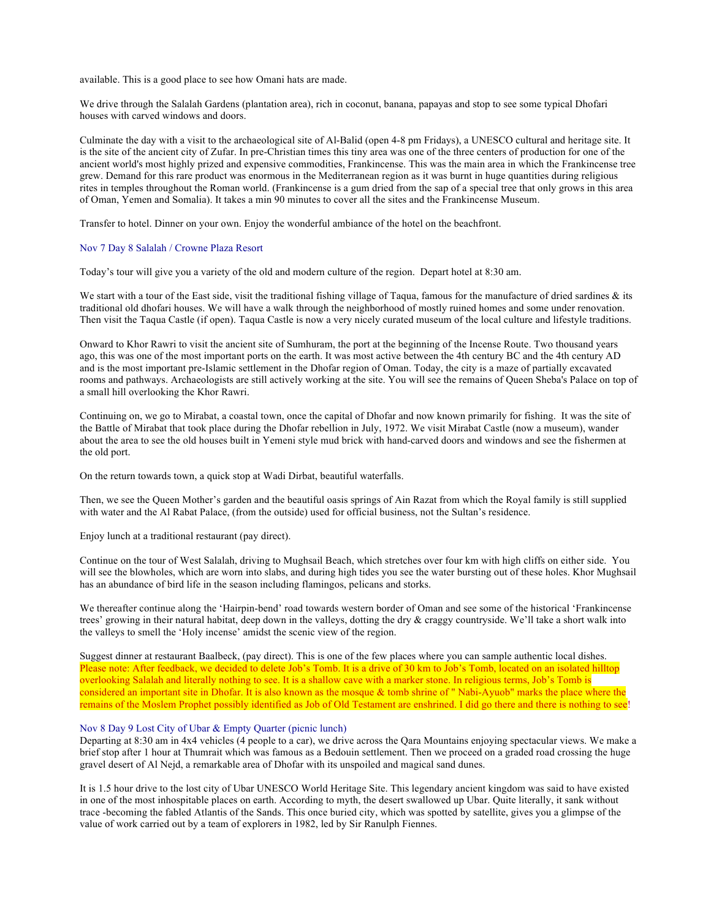available. This is a good place to see how Omani hats are made.

We drive through the Salalah Gardens (plantation area), rich in coconut, banana, papayas and stop to see some typical Dhofari houses with carved windows and doors.

Culminate the day with a visit to the archaeological site of Al-Balid (open 4-8 pm Fridays), a UNESCO cultural and heritage site. It is the site of the ancient city of Zufar. In pre-Christian times this tiny area was one of the three centers of production for one of the ancient world's most highly prized and expensive commodities, Frankincense. This was the main area in which the Frankincense tree grew. Demand for this rare product was enormous in the Mediterranean region as it was burnt in huge quantities during religious rites in temples throughout the Roman world. (Frankincense is a gum dried from the sap of a special tree that only grows in this area of Oman, Yemen and Somalia). It takes a min 90 minutes to cover all the sites and the Frankincense Museum.

Transfer to hotel. Dinner on your own. Enjoy the wonderful ambiance of the hotel on the beachfront.

### Nov 7 Day 8 Salalah / Crowne Plaza Resort

Today's tour will give you a variety of the old and modern culture of the region. Depart hotel at 8:30 am.

We start with a tour of the East side, visit the traditional fishing village of Taqua, famous for the manufacture of dried sardines & its traditional old dhofari houses. We will have a walk through the neighborhood of mostly ruined homes and some under renovation. Then visit the Taqua Castle (if open). Taqua Castle is now a very nicely curated museum of the local culture and lifestyle traditions.

Onward to Khor Rawri to visit the ancient site of Sumhuram, the port at the beginning of the Incense Route. Two thousand years ago, this was one of the most important ports on the earth. It was most active between the 4th century BC and the 4th century AD and is the most important pre-Islamic settlement in the Dhofar region of Oman. Today, the city is a maze of partially excavated rooms and pathways. Archaeologists are still actively working at the site. You will see the remains of Queen Sheba's Palace on top of a small hill overlooking the Khor Rawri.

Continuing on, we go to Mirabat, a coastal town, once the capital of Dhofar and now known primarily for fishing. It was the site of the Battle of Mirabat that took place during the Dhofar rebellion in July, 1972. We visit Mirabat Castle (now a museum), wander about the area to see the old houses built in Yemeni style mud brick with hand-carved doors and windows and see the fishermen at the old port.

On the return towards town, a quick stop at Wadi Dirbat, beautiful waterfalls.

Then, we see the Queen Mother's garden and the beautiful oasis springs of Ain Razat from which the Royal family is still supplied with water and the Al Rabat Palace, (from the outside) used for official business, not the Sultan's residence.

Enjoy lunch at a traditional restaurant (pay direct).

Continue on the tour of West Salalah, driving to Mughsail Beach, which stretches over four km with high cliffs on either side. You will see the blowholes, which are worn into slabs, and during high tides you see the water bursting out of these holes. Khor Mughsail has an abundance of bird life in the season including flamingos, pelicans and storks.

We thereafter continue along the 'Hairpin-bend' road towards western border of Oman and see some of the historical 'Frankincense trees' growing in their natural habitat, deep down in the valleys, dotting the dry & craggy countryside. We'll take a short walk into the valleys to smell the 'Holy incense' amidst the scenic view of the region.

Suggest dinner at restaurant Baalbeck, (pay direct). This is one of the few places where you can sample authentic local dishes. Please note: After feedback, we decided to delete Job's Tomb. It is a drive of 30 km to Job's Tomb, located on an isolated hilltop overlooking Salalah and literally nothing to see. It is a shallow cave with a marker stone. In religious terms, Job's Tomb is considered an important site in Dhofar. It is also known as the mosque & tomb shrine of " Nabi-Ayuob" marks the place where the remains of the Moslem Prophet possibly identified as Job of Old Testament are enshrined. I did go there and there is nothing to see!

### Nov 8 Day 9 Lost City of Ubar & Empty Quarter (picnic lunch)

Departing at 8:30 am in 4x4 vehicles (4 people to a car), we drive across the Qara Mountains enjoying spectacular views. We make a brief stop after 1 hour at Thumrait which was famous as a Bedouin settlement. Then we proceed on a graded road crossing the huge gravel desert of Al Nejd, a remarkable area of Dhofar with its unspoiled and magical sand dunes.

It is 1.5 hour drive to the lost city of Ubar UNESCO World Heritage Site. This legendary ancient kingdom was said to have existed in one of the most inhospitable places on earth. According to myth, the desert swallowed up Ubar. Quite literally, it sank without trace -becoming the fabled Atlantis of the Sands. This once buried city, which was spotted by satellite, gives you a glimpse of the value of work carried out by a team of explorers in 1982, led by Sir Ranulph Fiennes.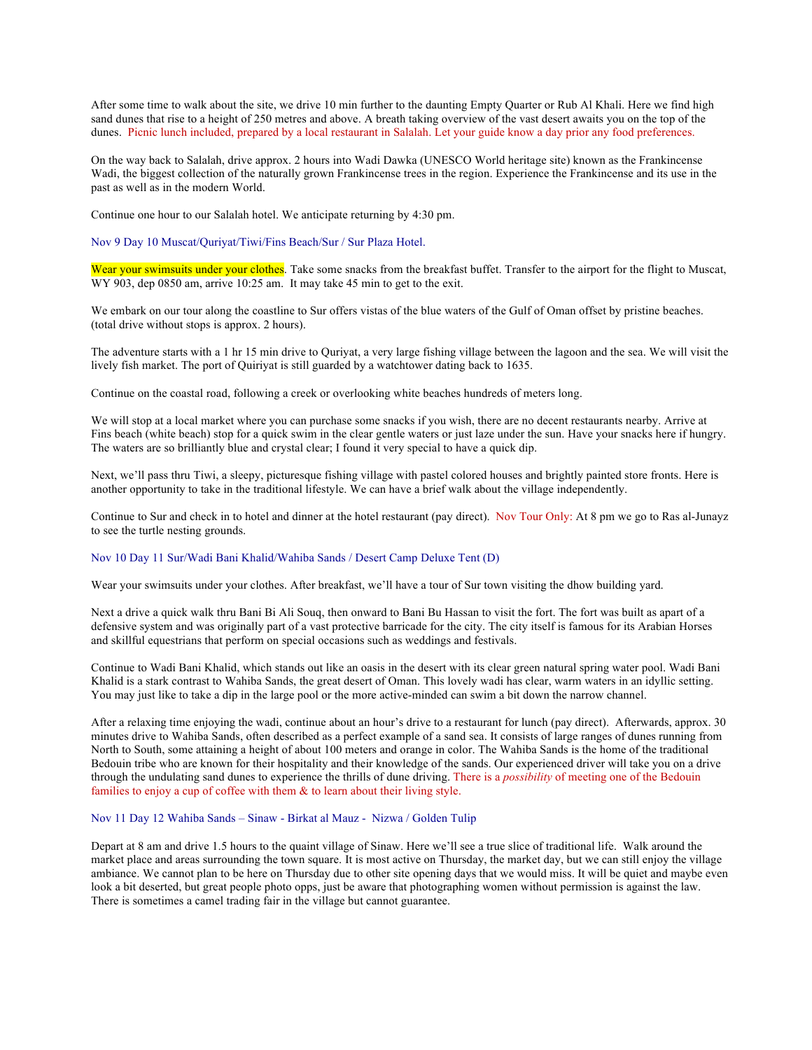After some time to walk about the site, we drive 10 min further to the daunting Empty Quarter or Rub Al Khali. Here we find high sand dunes that rise to a height of 250 metres and above. A breath taking overview of the vast desert awaits you on the top of the dunes. Picnic lunch included, prepared by a local restaurant in Salalah. Let your guide know a day prior any food preferences.

On the way back to Salalah, drive approx. 2 hours into Wadi Dawka (UNESCO World heritage site) known as the Frankincense Wadi, the biggest collection of the naturally grown Frankincense trees in the region. Experience the Frankincense and its use in the past as well as in the modern World.

Continue one hour to our Salalah hotel. We anticipate returning by 4:30 pm.

### Nov 9 Day 10 Muscat/Quriyat/Tiwi/Fins Beach/Sur / Sur Plaza Hotel.

Wear your swimsuits under your clothes. Take some snacks from the breakfast buffet. Transfer to the airport for the flight to Muscat, WY 903, dep 0850 am, arrive 10:25 am. It may take 45 min to get to the exit.

We embark on our tour along the coastline to Sur offers vistas of the blue waters of the Gulf of Oman offset by pristine beaches. (total drive without stops is approx. 2 hours).

The adventure starts with a 1 hr 15 min drive to Quriyat, a very large fishing village between the lagoon and the sea. We will visit the lively fish market. The port of Quiriyat is still guarded by a watchtower dating back to 1635.

Continue on the coastal road, following a creek or overlooking white beaches hundreds of meters long.

We will stop at a local market where you can purchase some snacks if you wish, there are no decent restaurants nearby. Arrive at Fins beach (white beach) stop for a quick swim in the clear gentle waters or just laze under the sun. Have your snacks here if hungry. The waters are so brilliantly blue and crystal clear; I found it very special to have a quick dip.

Next, we'll pass thru Tiwi, a sleepy, picturesque fishing village with pastel colored houses and brightly painted store fronts. Here is another opportunity to take in the traditional lifestyle. We can have a brief walk about the village independently.

Continue to Sur and check in to hotel and dinner at the hotel restaurant (pay direct). Nov Tour Only: At 8 pm we go to Ras al-Junayz to see the turtle nesting grounds.

### Nov 10 Day 11 Sur/Wadi Bani Khalid/Wahiba Sands / Desert Camp Deluxe Tent (D)

Wear your swimsuits under your clothes. After breakfast, we'll have a tour of Sur town visiting the dhow building yard.

Next a drive a quick walk thru Bani Bi Ali Souq, then onward to Bani Bu Hassan to visit the fort. The fort was built as apart of a defensive system and was originally part of a vast protective barricade for the city. The city itself is famous for its Arabian Horses and skillful equestrians that perform on special occasions such as weddings and festivals.

Continue to Wadi Bani Khalid, which stands out like an oasis in the desert with its clear green natural spring water pool. Wadi Bani Khalid is a stark contrast to Wahiba Sands, the great desert of Oman. This lovely wadi has clear, warm waters in an idyllic setting. You may just like to take a dip in the large pool or the more active-minded can swim a bit down the narrow channel.

After a relaxing time enjoying the wadi, continue about an hour's drive to a restaurant for lunch (pay direct). Afterwards, approx. 30 minutes drive to Wahiba Sands, often described as a perfect example of a sand sea. It consists of large ranges of dunes running from North to South, some attaining a height of about 100 meters and orange in color. The Wahiba Sands is the home of the traditional Bedouin tribe who are known for their hospitality and their knowledge of the sands. Our experienced driver will take you on a drive through the undulating sand dunes to experience the thrills of dune driving. There is a *possibility* of meeting one of the Bedouin families to enjoy a cup of coffee with them & to learn about their living style.

### Nov 11 Day 12 Wahiba Sands – Sinaw - Birkat al Mauz - Nizwa / Golden Tulip

Depart at 8 am and drive 1.5 hours to the quaint village of Sinaw. Here we'll see a true slice of traditional life. Walk around the market place and areas surrounding the town square. It is most active on Thursday, the market day, but we can still enjoy the village ambiance. We cannot plan to be here on Thursday due to other site opening days that we would miss. It will be quiet and maybe even look a bit deserted, but great people photo opps, just be aware that photographing women without permission is against the law. There is sometimes a camel trading fair in the village but cannot guarantee.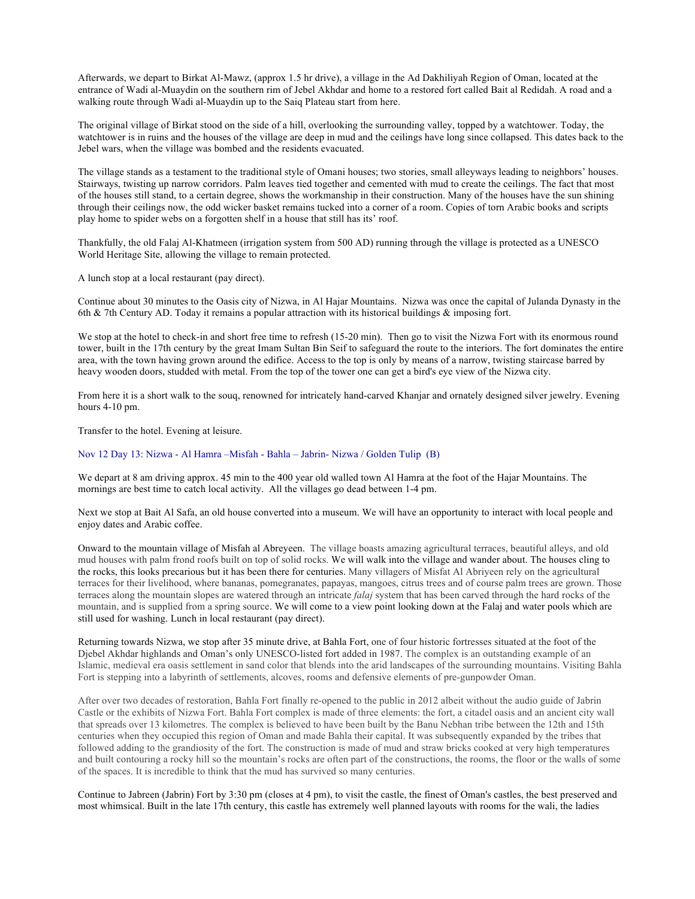Afterwards, we depart to Birkat Al-Mawz, (approx 1.5 hr drive), a village in the Ad Dakhiliyah Region of Oman, located at the entrance of Wadi al-Muaydin on the southern rim of Jebel Akhdar and home to a restored fort called Bait al Redidah. A road and a walking route through Wadi al-Muaydin up to the Saiq Plateau start from here.

The original village of Birkat stood on the side of a hill, overlooking the surrounding valley, topped by a watchtower. Today, the watchtower is in ruins and the houses of the village are deep in mud and the ceilings have long since collapsed. This dates back to the Jebel wars, when the village was bombed and the residents evacuated.

The village stands as a testament to the traditional style of Omani houses; two stories, small alleyways leading to neighbors' houses. Stairways, twisting up narrow corridors. Palm leaves tied together and cemented with mud to create the ceilings. The fact that most of the houses still stand, to a certain degree, shows the workmanship in their construction. Many of the houses have the sun shining through their ceilings now, the odd wicker basket remains tucked into a corner of a room. Copies of torn Arabic books and scripts play home to spider webs on a forgotten shelf in a house that still has its' roof.

Thankfully, the old Falaj Al-Khatmeen (irrigation system from 500 AD) running through the village is protected as a UNESCO World Heritage Site, allowing the village to remain protected.

A lunch stop at a local restaurant (pay direct).

Continue about 30 minutes to the Oasis city of Nizwa, in Al Hajar Mountains. Nizwa was once the capital of Julanda Dynasty in the 6th & 7th Century AD. Today it remains a popular attraction with its historical buildings & imposing fort.

We stop at the hotel to check-in and short free time to refresh (15-20 min). Then go to visit the Nizwa Fort with its enormous round tower, built in the 17th century by the great Imam Sultan Bin Seif to safeguard the route to the interiors. The fort dominates the entire area, with the town having grown around the edifice. Access to the top is only by means of a narrow, twisting staircase barred by heavy wooden doors, studded with metal. From the top of the tower one can get a bird's eye view of the Nizwa city.

From here it is a short walk to the souq, renowned for intricately hand-carved Khanjar and ornately designed silver jewelry. Evening hours 4-10 pm.

Transfer to the hotel. Evening at leisure.

### Nov 12 Day 13: Nizwa - Al Hamra –Misfah - Bahla – Jabrin- Nizwa / Golden Tulip (B)

We depart at 8 am driving approx. 45 min to the 400 year old walled town Al Hamra at the foot of the Hajar Mountains. The mornings are best time to catch local activity. All the villages go dead between 1-4 pm.

Next we stop at Bait Al Safa, an old house converted into a museum. We will have an opportunity to interact with local people and enjoy dates and Arabic coffee.

Onward to the mountain village of Misfah al Abreyeen. The village boasts amazing agricultural terraces, beautiful alleys, and old mud houses with palm frond roofs built on top of solid rocks. We will walk into the village and wander about. The houses cling to the rocks, this looks precarious but it has been there for centuries. Many villagers of Misfat Al Abriyeen rely on the agricultural terraces for their livelihood, where bananas, pomegranates, papayas, mangoes, citrus trees and of course palm trees are grown. Those terraces along the mountain slopes are watered through an intricate *falaj* system that has been carved through the hard rocks of the mountain, and is supplied from a spring source. We will come to a view point looking down at the Falaj and water pools which are still used for washing. Lunch in local restaurant (pay direct).

Returning towards Nizwa, we stop after 35 minute drive, at Bahla Fort, one of four historic fortresses situated at the foot of the Djebel Akhdar highlands and Oman's only UNESCO-listed fort added in 1987. The complex is an outstanding example of an Islamic, medieval era oasis settlement in sand color that blends into the arid landscapes of the surrounding mountains. Visiting Bahla Fort is stepping into a labyrinth of settlements, alcoves, rooms and defensive elements of pre-gunpowder Oman.

After over two decades of restoration, Bahla Fort finally re-opened to the public in 2012 albeit without the audio guide of Jabrin Castle or the exhibits of Nizwa Fort. Bahla Fort complex is made of three elements: the fort, a citadel oasis and an ancient city wall that spreads over 13 kilometres. The complex is believed to have been built by the Banu Nebhan tribe between the 12th and 15th centuries when they occupied this region of Oman and made Bahla their capital. It was subsequently expanded by the tribes that followed adding to the grandiosity of the fort. The construction is made of mud and straw bricks cooked at very high temperatures and built contouring a rocky hill so the mountain's rocks are often part of the constructions, the rooms, the floor or the walls of some of the spaces. It is incredible to think that the mud has survived so many centuries.

Continue to Jabreen (Jabrin) Fort by 3:30 pm (closes at 4 pm), to visit the castle, the finest of Oman's castles, the best preserved and most whimsical. Built in the late 17th century, this castle has extremely well planned layouts with rooms for the wali, the ladies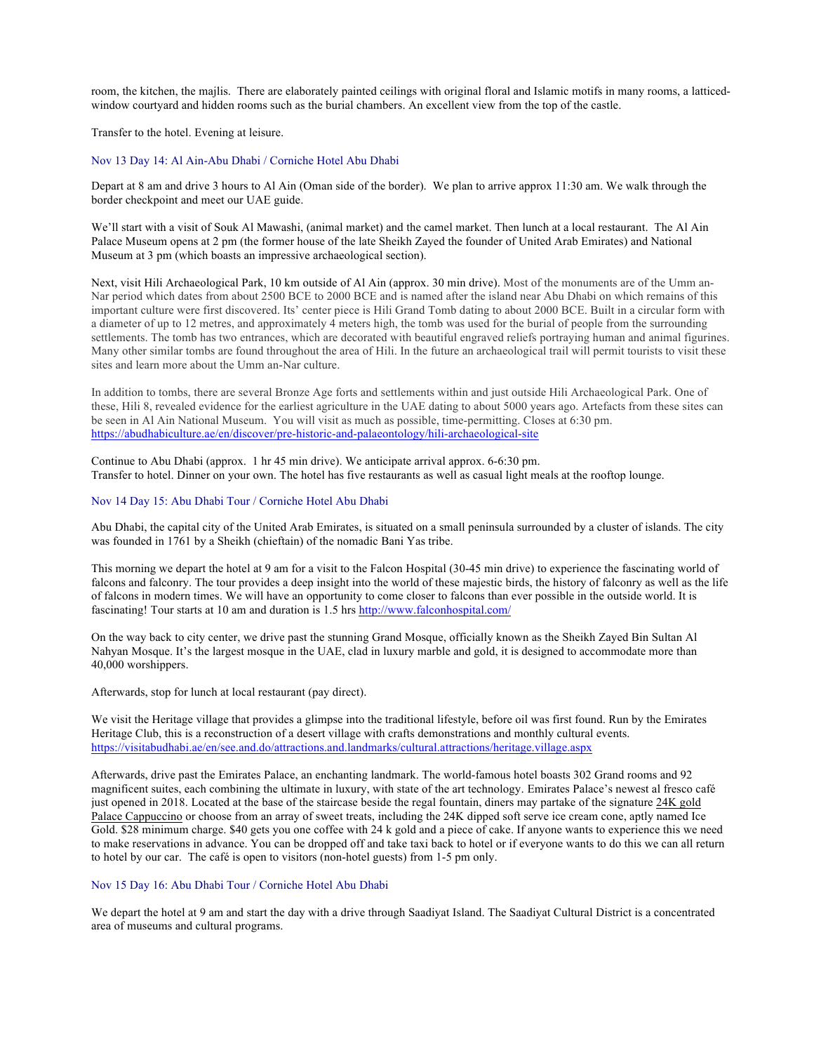room, the kitchen, the majlis. There are elaborately painted ceilings with original floral and Islamic motifs in many rooms, a latticed-window courtyard and hidden rooms such as the burial chambers. An excellent view from the top of the castle.

Transfer to the hotel. Evening at leisure.

### Nov 13 Day 14: Al Ain-Abu Dhabi / Corniche Hotel Abu Dhabi

Depart at 8 am and drive 3 hours to Al Ain (Oman side of the border). We plan to arrive approx 11:30 am. We walk through the border checkpoint and meet our UAE guide.

We'll start with a visit of Souk Al Mawashi, (animal market) and the camel market. Then lunch at a local restaurant. The Al Ain Palace Museum opens at 2 pm (the former house of the late Sheikh Zayed the founder of United Arab Emirates) and National Museum at 3 pm (which boasts an impressive archaeological section).

Next, visit Hili Archaeological Park, 10 km outside of Al Ain (approx. 30 min drive). Most of the monuments are of the Umm an-Nar period which dates from about 2500 BCE to 2000 BCE and is named after the island near Abu Dhabi on which remains of this important culture were first discovered. Its' center piece is Hili Grand Tomb dating to about 2000 BCE. Built in a circular form with a diameter of up to 12 metres, and approximately 4 meters high, the tomb was used for the burial of people from the surrounding settlements. The tomb has two entrances, which are decorated with beautiful engraved reliefs portraying human and animal figurines. Many other similar tombs are found throughout the area of Hili. In the future an archaeological trail will permit tourists to visit these sites and learn more about the Umm an-Nar culture.

In addition to tombs, there are several Bronze Age forts and settlements within and just outside Hili Archaeological Park. One of these, Hili 8, revealed evidence for the earliest agriculture in the UAE dating to about 5000 years ago. Artefacts from these sites can be seen in Al Ain National Museum. You will visit as much as possible, time-permitting. Closes at 6:30 pm.
https://abudhabiculture.ae/en/discover/pre-historic-and-palaeontology/hili-archaeological-site

Continue to Abu Dhabi (approx. 1 hr 45 min drive). We anticipate arrival approx. 6-6:30 pm.
Transfer to hotel. Dinner on your own. The hotel has five restaurants as well as casual light meals at the rooftop lounge.

### Nov 14 Day 15: Abu Dhabi Tour / Corniche Hotel Abu Dhabi

Abu Dhabi, the capital city of the United Arab Emirates, is situated on a small peninsula surrounded by a cluster of islands. The city was founded in 1761 by a Sheikh (chieftain) of the nomadic Bani Yas tribe.

This morning we depart the hotel at 9 am for a visit to the Falcon Hospital (30-45 min drive) to experience the fascinating world of falcons and falconry. The tour provides a deep insight into the world of these majestic birds, the history of falconry as well as the life of falcons in modern times. We will have an opportunity to come closer to falcons than ever possible in the outside world. It is fascinating! Tour starts at 10 am and duration is 1.5 hrs http://www.falconhospital.com/

On the way back to city center, we drive past the stunning Grand Mosque, officially known as the Sheikh Zayed Bin Sultan Al Nahyan Mosque. It's the largest mosque in the UAE, clad in luxury marble and gold, it is designed to accommodate more than 40,000 worshippers.

Afterwards, stop for lunch at local restaurant (pay direct).

We visit the Heritage village that provides a glimpse into the traditional lifestyle, before oil was first found. Run by the Emirates Heritage Club, this is a reconstruction of a desert village with crafts demonstrations and monthly cultural events.
https://visitabudhabi.ae/en/see.and.do/attractions.and.landmarks/cultural.attractions/heritage.village.aspx

Afterwards, drive past the Emirates Palace, an enchanting landmark. The world-famous hotel boasts 302 Grand rooms and 92 magnificent suites, each combining the ultimate in luxury, with state of the art technology. Emirates Palace's newest al fresco café just opened in 2018. Located at the base of the staircase beside the regal fountain, diners may partake of the signature 24K gold Palace Cappuccino or choose from an array of sweet treats, including the 24K dipped soft serve ice cream cone, aptly named Ice Gold. $28 minimum charge. $40 gets you one coffee with 24 k gold and a piece of cake. If anyone wants to experience this we need to make reservations in advance. You can be dropped off and take taxi back to hotel or if everyone wants to do this we can all return to hotel by our car. The café is open to visitors (non-hotel guests) from 1-5 pm only.

### Nov 15 Day 16: Abu Dhabi Tour / Corniche Hotel Abu Dhabi

We depart the hotel at 9 am and start the day with a drive through Saadiyat Island. The Saadiyat Cultural District is a concentrated area of museums and cultural programs.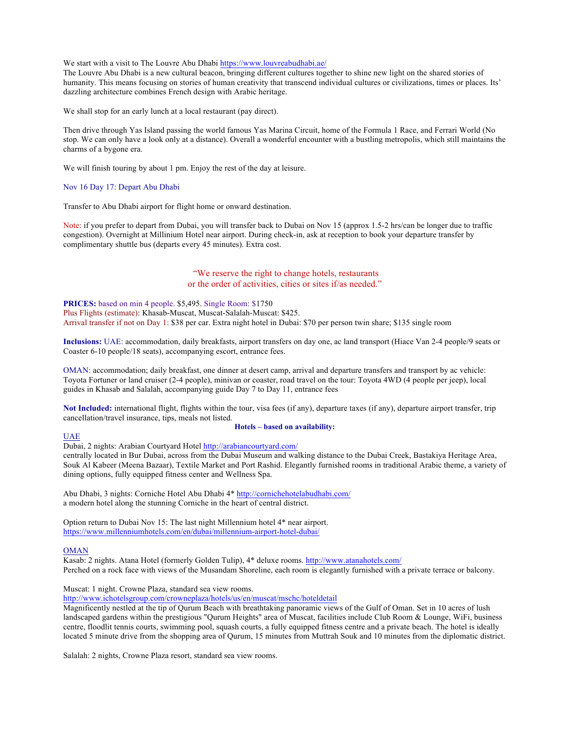We start with a visit to The Louvre Abu Dhabi https://www.louvreabudhabi.ae/
The Louvre Abu Dhabi is a new cultural beacon, bringing different cultures together to shine new light on the shared stories of humanity. This means focusing on stories of human creativity that transcend individual cultures or civilizations, times or places. Its' dazzling architecture combines French design with Arabic heritage.

We shall stop for an early lunch at a local restaurant (pay direct).

Then drive through Yas Island passing the world famous Yas Marina Circuit, home of the Formula 1 Race, and Ferrari World (No stop. We can only have a look only at a distance). Overall a wonderful encounter with a bustling metropolis, which still maintains the charms of a bygone era.

We will finish touring by about 1 pm. Enjoy the rest of the day at leisure.

Nov 16 Day 17: Depart Abu Dhabi

Transfer to Abu Dhabi airport for flight home or onward destination.

Note: if you prefer to depart from Dubai, you will transfer back to Dubai on Nov 15 (approx 1.5-2 hrs/can be longer due to traffic congestion). Overnight at Millinium Hotel near airport. During check-in, ask at reception to book your departure transfer by complimentary shuttle bus (departs every 45 minutes). Extra cost.

"We reserve the right to change hotels, restaurants
or the order of activities, cities or sites if/as needed."

**PRICES:** based on min 4 people. $5,495. Single Room: $1750
Plus Flights (estimate): Khasab-Muscat, Muscat-Salalah-Muscat: $425.
Arrival transfer if not on Day 1: $38 per car. Extra night hotel in Dubai: $70 per person twin share; $135 single room

**Inclusions:** UAE: accommodation, daily breakfasts, airport transfers on day one, ac land transport (Hiace Van 2-4 people/9 seats or Coaster 6-10 people/18 seats), accompanying escort, entrance fees.

OMAN: accommodation; daily breakfast, one dinner at desert camp, arrival and departure transfers and transport by ac vehicle: Toyota Fortuner or land cruiser (2-4 people), minivan or coaster, road travel on the tour: Toyota 4WD (4 people per jeep), local guides in Khasab and Salalah, accompanying guide Day 7 to Day 11, entrance fees

**Not Included:** international flight, flights within the tour, visa fees (if any), departure taxes (if any), departure airport transfer, trip cancellation/travel insurance, tips, meals not listed.

**Hotels – based on availability:**

UAE

Dubai, 2 nights: Arabian Courtyard Hotel http://arabiancourtyard.com/
centrally located in Bur Dubai, across from the Dubai Museum and walking distance to the Dubai Creek, Bastakiya Heritage Area, Souk Al Kabeer (Meena Bazaar), Textile Market and Port Rashid. Elegantly furnished rooms in traditional Arabic theme, a variety of dining options, fully equipped fitness center and Wellness Spa.

Abu Dhabi, 3 nights: Corniche Hotel Abu Dhabi 4* http://cornichehotelabudhabi.com/
a modern hotel along the stunning Corniche in the heart of central district.

Option return to Dubai Nov 15: The last night Millennium hotel 4* near airport.
https://www.millenniumhotels.com/en/dubai/millennium-airport-hotel-dubai/

OMAN

Kasab: 2 nights. Atana Hotel (formerly Golden Tulip), 4* deluxe rooms. http://www.atanahotels.com/
Perched on a rock face with views of the Musandam Shoreline, each room is elegantly furnished with a private terrace or balcony.

Muscat: 1 night. Crowne Plaza, standard sea view rooms.
http://www.ichotelsgroup.com/crowneplaza/hotels/us/en/muscat/mschc/hoteldetail
Magnificently nestled at the tip of Qurum Beach with breathtaking panoramic views of the Gulf of Oman. Set in 10 acres of lush landscaped gardens within the prestigious "Qurum Heights" area of Muscat, facilities include Club Room & Lounge, WiFi, business centre, floodlit tennis courts, swimming pool, squash courts, a fully equipped fitness centre and a private beach. The hotel is ideally located 5 minute drive from the shopping area of Qurum, 15 minutes from Muttrah Souk and 10 minutes from the diplomatic district.

Salalah: 2 nights, Crowne Plaza resort, standard sea view rooms.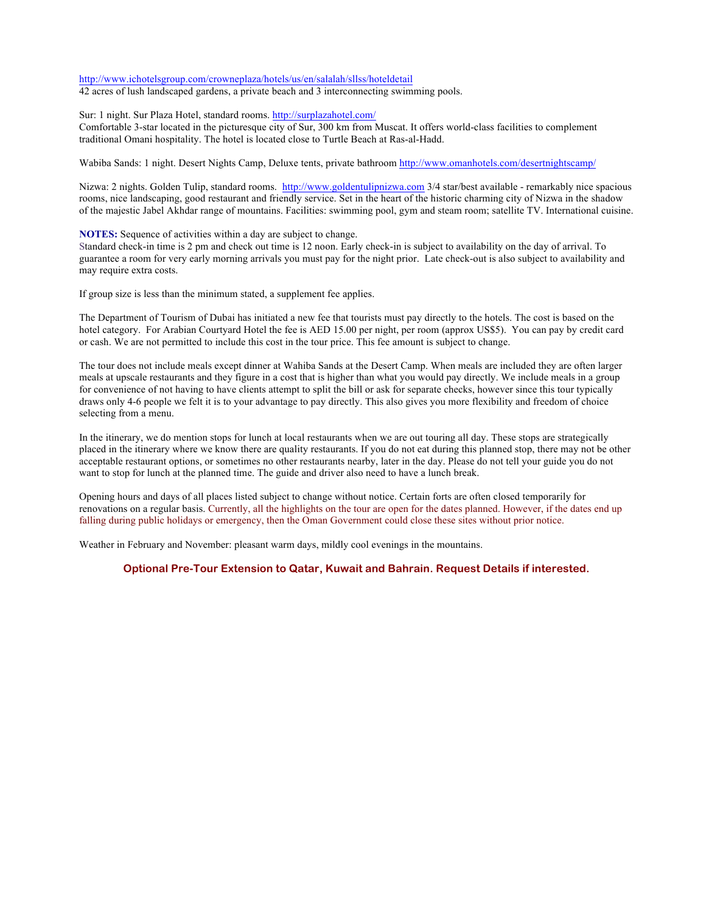http://www.ichotelsgroup.com/crowneplaza/hotels/us/en/salalah/sllss/hoteldetail
42 acres of lush landscaped gardens, a private beach and 3 interconnecting swimming pools.

Sur: 1 night. Sur Plaza Hotel, standard rooms. http://surplazahotel.com/
Comfortable 3-star located in the picturesque city of Sur, 300 km from Muscat. It offers world-class facilities to complement traditional Omani hospitality. The hotel is located close to Turtle Beach at Ras-al-Hadd.

Wabiba Sands: 1 night. Desert Nights Camp, Deluxe tents, private bathroom http://www.omanhotels.com/desertnightscamp/

Nizwa: 2 nights. Golden Tulip, standard rooms. http://www.goldentulipnizwa.com 3/4 star/best available - remarkably nice spacious rooms, nice landscaping, good restaurant and friendly service. Set in the heart of the historic charming city of Nizwa in the shadow of the majestic Jabel Akhdar range of mountains. Facilities: swimming pool, gym and steam room; satellite TV. International cuisine.

**NOTES:** Sequence of activities within a day are subject to change.
Standard check-in time is 2 pm and check out time is 12 noon. Early check-in is subject to availability on the day of arrival. To guarantee a room for very early morning arrivals you must pay for the night prior. Late check-out is also subject to availability and may require extra costs.

If group size is less than the minimum stated, a supplement fee applies.

The Department of Tourism of Dubai has initiated a new fee that tourists must pay directly to the hotels. The cost is based on the hotel category. For Arabian Courtyard Hotel the fee is AED 15.00 per night, per room (approx US$5). You can pay by credit card or cash. We are not permitted to include this cost in the tour price. This fee amount is subject to change.

The tour does not include meals except dinner at Wahiba Sands at the Desert Camp. When meals are included they are often larger meals at upscale restaurants and they figure in a cost that is higher than what you would pay directly. We include meals in a group for convenience of not having to have clients attempt to split the bill or ask for separate checks, however since this tour typically draws only 4-6 people we felt it is to your advantage to pay directly. This also gives you more flexibility and freedom of choice selecting from a menu.

In the itinerary, we do mention stops for lunch at local restaurants when we are out touring all day. These stops are strategically placed in the itinerary where we know there are quality restaurants. If you do not eat during this planned stop, there may not be other acceptable restaurant options, or sometimes no other restaurants nearby, later in the day. Please do not tell your guide you do not want to stop for lunch at the planned time. The guide and driver also need to have a lunch break.

Opening hours and days of all places listed subject to change without notice. Certain forts are often closed temporarily for renovations on a regular basis. Currently, all the highlights on the tour are open for the dates planned. However, if the dates end up falling during public holidays or emergency, then the Oman Government could close these sites without prior notice.

Weather in February and November: pleasant warm days, mildly cool evenings in the mountains.

**Optional Pre-Tour Extension to Qatar, Kuwait and Bahrain. Request Details if interested.**